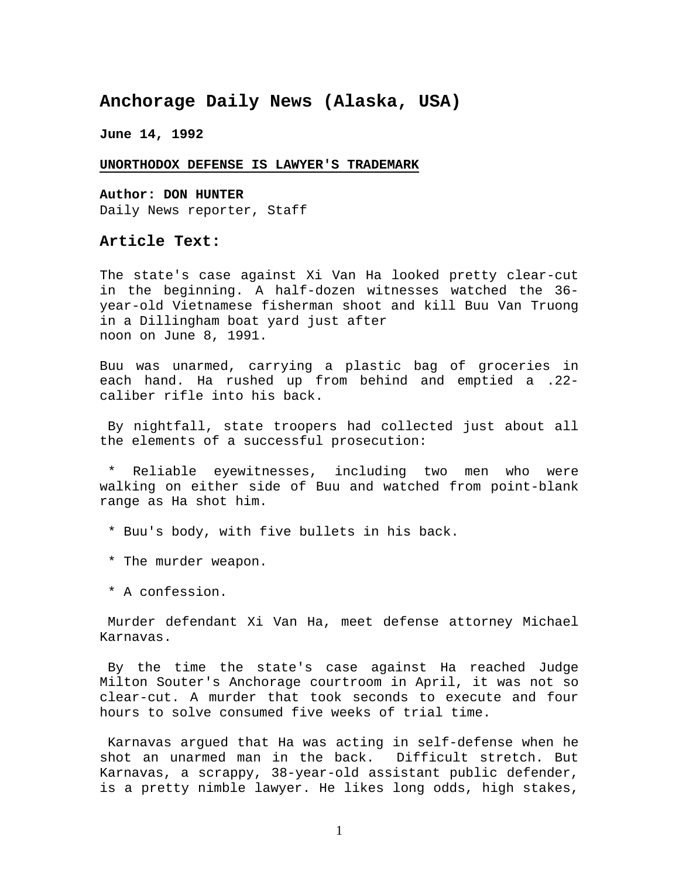# Anchorage Daily News (Alaska, USA)

**June 14, 1992**

**UNORTHODOX DEFENSE IS LAWYER'S TRADEMARK**

**Author: DON HUNTER**
Daily News reporter, Staff

## Article Text:

The state's case against Xi Van Ha looked pretty clear-cut in the beginning. A half-dozen witnesses watched the 36-year-old Vietnamese fisherman shoot and kill Buu Van Truong in a Dillingham boat yard just after noon on June 8, 1991.

Buu was unarmed, carrying a plastic bag of groceries in each hand. Ha rushed up from behind and emptied a .22-caliber rifle into his back.

By nightfall, state troopers had collected just about all the elements of a successful prosecution:

* Reliable eyewitnesses, including two men who were walking on either side of Buu and watched from point-blank range as Ha shot him.

* Buu's body, with five bullets in his back.

* The murder weapon.

* A confession.

Murder defendant Xi Van Ha, meet defense attorney Michael Karnavas.

By the time the state's case against Ha reached Judge Milton Souter's Anchorage courtroom in April, it was not so clear-cut. A murder that took seconds to execute and four hours to solve consumed five weeks of trial time.

Karnavas argued that Ha was acting in self-defense when he shot an unarmed man in the back. Difficult stretch. But Karnavas, a scrappy, 38-year-old assistant public defender, is a pretty nimble lawyer. He likes long odds, high stakes,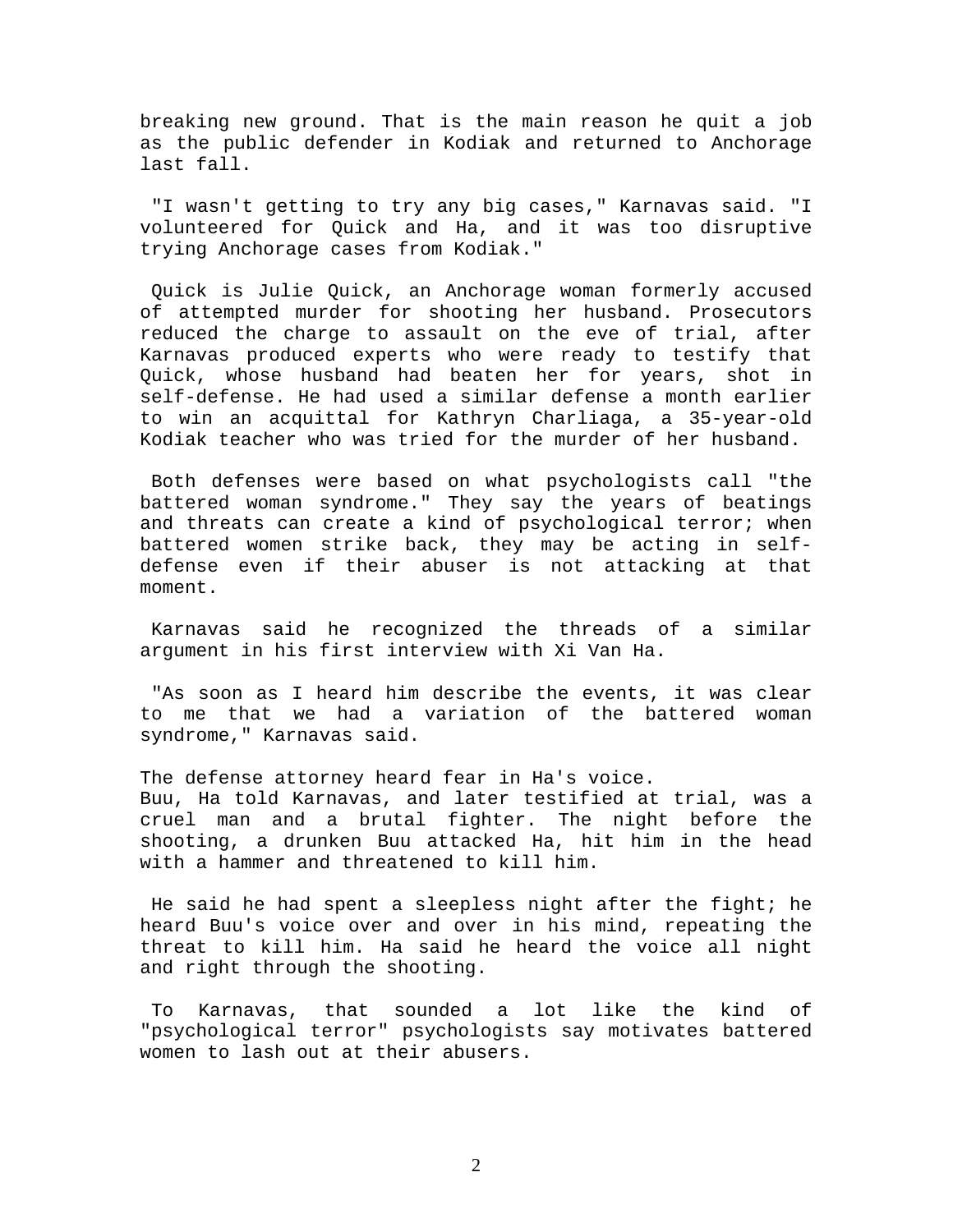breaking new ground. That is the main reason he quit a job as the public defender in Kodiak and returned to Anchorage last fall.

"I wasn't getting to try any big cases," Karnavas said. "I volunteered for Quick and Ha, and it was too disruptive trying Anchorage cases from Kodiak."

Quick is Julie Quick, an Anchorage woman formerly accused of attempted murder for shooting her husband. Prosecutors reduced the charge to assault on the eve of trial, after Karnavas produced experts who were ready to testify that Quick, whose husband had beaten her for years, shot in self-defense. He had used a similar defense a month earlier to win an acquittal for Kathryn Charliaga, a 35-year-old Kodiak teacher who was tried for the murder of her husband.

Both defenses were based on what psychologists call "the battered woman syndrome." They say the years of beatings and threats can create a kind of psychological terror; when battered women strike back, they may be acting in self-defense even if their abuser is not attacking at that moment.

Karnavas said he recognized the threads of a similar argument in his first interview with Xi Van Ha.

"As soon as I heard him describe the events, it was clear to me that we had a variation of the battered woman syndrome," Karnavas said.

The defense attorney heard fear in Ha's voice.
Buu, Ha told Karnavas, and later testified at trial, was a cruel man and a brutal fighter. The night before the shooting, a drunken Buu attacked Ha, hit him in the head with a hammer and threatened to kill him.

He said he had spent a sleepless night after the fight; he heard Buu's voice over and over in his mind, repeating the threat to kill him. Ha said he heard the voice all night and right through the shooting.

To Karnavas, that sounded a lot like the kind of "psychological terror" psychologists say motivates battered women to lash out at their abusers.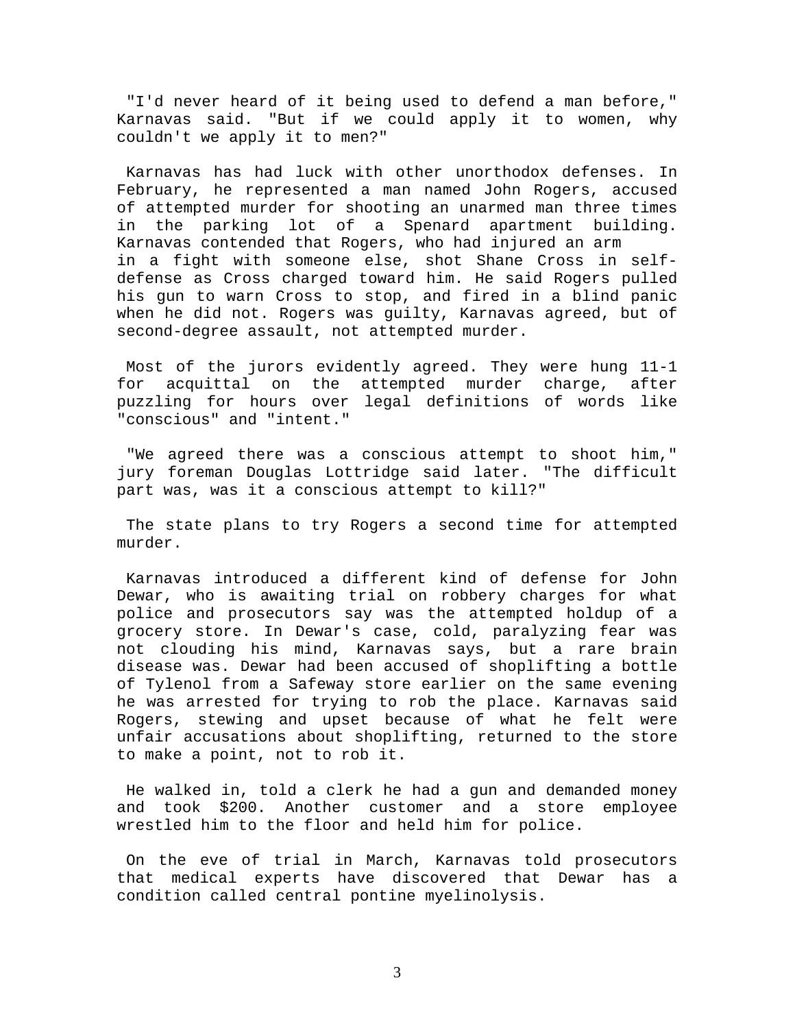"I'd never heard of it being used to defend a man before," Karnavas said. "But if we could apply it to women, why couldn't we apply it to men?"

Karnavas has had luck with other unorthodox defenses. In February, he represented a man named John Rogers, accused of attempted murder for shooting an unarmed man three times in the parking lot of a Spenard apartment building. Karnavas contended that Rogers, who had injured an arm in a fight with someone else, shot Shane Cross in self-defense as Cross charged toward him. He said Rogers pulled his gun to warn Cross to stop, and fired in a blind panic when he did not. Rogers was guilty, Karnavas agreed, but of second-degree assault, not attempted murder.

Most of the jurors evidently agreed. They were hung 11-1 for acquittal on the attempted murder charge, after puzzling for hours over legal definitions of words like "conscious" and "intent."

"We agreed there was a conscious attempt to shoot him," jury foreman Douglas Lottridge said later. "The difficult part was, was it a conscious attempt to kill?"

The state plans to try Rogers a second time for attempted murder.

Karnavas introduced a different kind of defense for John Dewar, who is awaiting trial on robbery charges for what police and prosecutors say was the attempted holdup of a grocery store. In Dewar's case, cold, paralyzing fear was not clouding his mind, Karnavas says, but a rare brain disease was. Dewar had been accused of shoplifting a bottle of Tylenol from a Safeway store earlier on the same evening he was arrested for trying to rob the place. Karnavas said Rogers, stewing and upset because of what he felt were unfair accusations about shoplifting, returned to the store to make a point, not to rob it.

He walked in, told a clerk he had a gun and demanded money and took $200. Another customer and a store employee wrestled him to the floor and held him for police.

On the eve of trial in March, Karnavas told prosecutors that medical experts have discovered that Dewar has a condition called central pontine myelinolysis.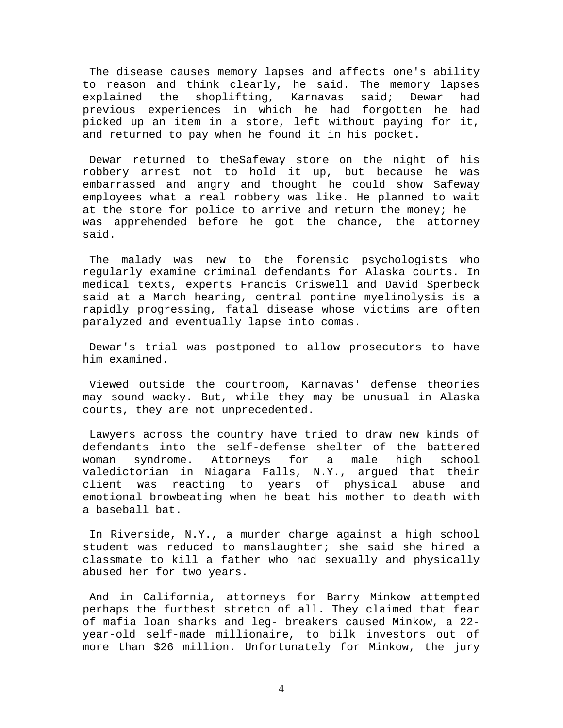The disease causes memory lapses and affects one's ability to reason and think clearly, he said. The memory lapses explained the shoplifting, Karnavas said; Dewar had previous experiences in which he had forgotten he had picked up an item in a store, left without paying for it, and returned to pay when he found it in his pocket.

Dewar returned to theSafeway store on the night of his robbery arrest not to hold it up, but because he was embarrassed and angry and thought he could show Safeway employees what a real robbery was like. He planned to wait at the store for police to arrive and return the money; he was apprehended before he got the chance, the attorney said.

The malady was new to the forensic psychologists who regularly examine criminal defendants for Alaska courts. In medical texts, experts Francis Criswell and David Sperbeck said at a March hearing, central pontine myelinolysis is a rapidly progressing, fatal disease whose victims are often paralyzed and eventually lapse into comas.

Dewar's trial was postponed to allow prosecutors to have him examined.

Viewed outside the courtroom, Karnavas' defense theories may sound wacky. But, while they may be unusual in Alaska courts, they are not unprecedented.

Lawyers across the country have tried to draw new kinds of defendants into the self-defense shelter of the battered woman syndrome. Attorneys for a male high school valedictorian in Niagara Falls, N.Y., argued that their client was reacting to years of physical abuse and emotional browbeating when he beat his mother to death with a baseball bat.

In Riverside, N.Y., a murder charge against a high school student was reduced to manslaughter; she said she hired a classmate to kill a father who had sexually and physically abused her for two years.

And in California, attorneys for Barry Minkow attempted perhaps the furthest stretch of all. They claimed that fear of mafia loan sharks and leg- breakers caused Minkow, a 22-year-old self-made millionaire, to bilk investors out of more than $26 million. Unfortunately for Minkow, the jury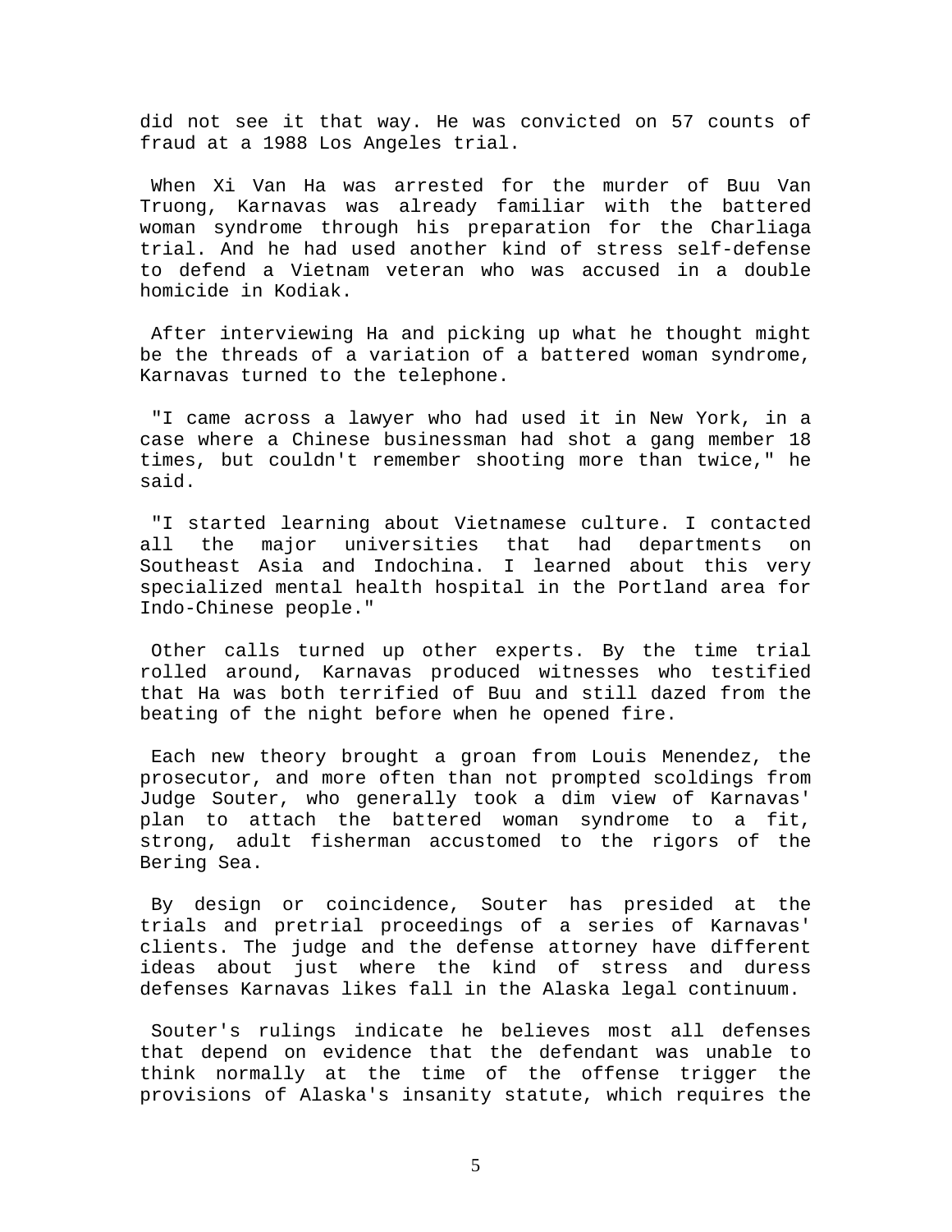did not see it that way. He was convicted on 57 counts of fraud at a 1988 Los Angeles trial.

When Xi Van Ha was arrested for the murder of Buu Van Truong, Karnavas was already familiar with the battered woman syndrome through his preparation for the Charliaga trial. And he had used another kind of stress self-defense to defend a Vietnam veteran who was accused in a double homicide in Kodiak.

After interviewing Ha and picking up what he thought might be the threads of a variation of a battered woman syndrome, Karnavas turned to the telephone.

"I came across a lawyer who had used it in New York, in a case where a Chinese businessman had shot a gang member 18 times, but couldn't remember shooting more than twice," he said.

"I started learning about Vietnamese culture. I contacted all the major universities that had departments on Southeast Asia and Indochina. I learned about this very specialized mental health hospital in the Portland area for Indo-Chinese people."

Other calls turned up other experts. By the time trial rolled around, Karnavas produced witnesses who testified that Ha was both terrified of Buu and still dazed from the beating of the night before when he opened fire.

Each new theory brought a groan from Louis Menendez, the prosecutor, and more often than not prompted scoldings from Judge Souter, who generally took a dim view of Karnavas' plan to attach the battered woman syndrome to a fit, strong, adult fisherman accustomed to the rigors of the Bering Sea.

By design or coincidence, Souter has presided at the trials and pretrial proceedings of a series of Karnavas' clients. The judge and the defense attorney have different ideas about just where the kind of stress and duress defenses Karnavas likes fall in the Alaska legal continuum.

Souter's rulings indicate he believes most all defenses that depend on evidence that the defendant was unable to think normally at the time of the offense trigger the provisions of Alaska's insanity statute, which requires the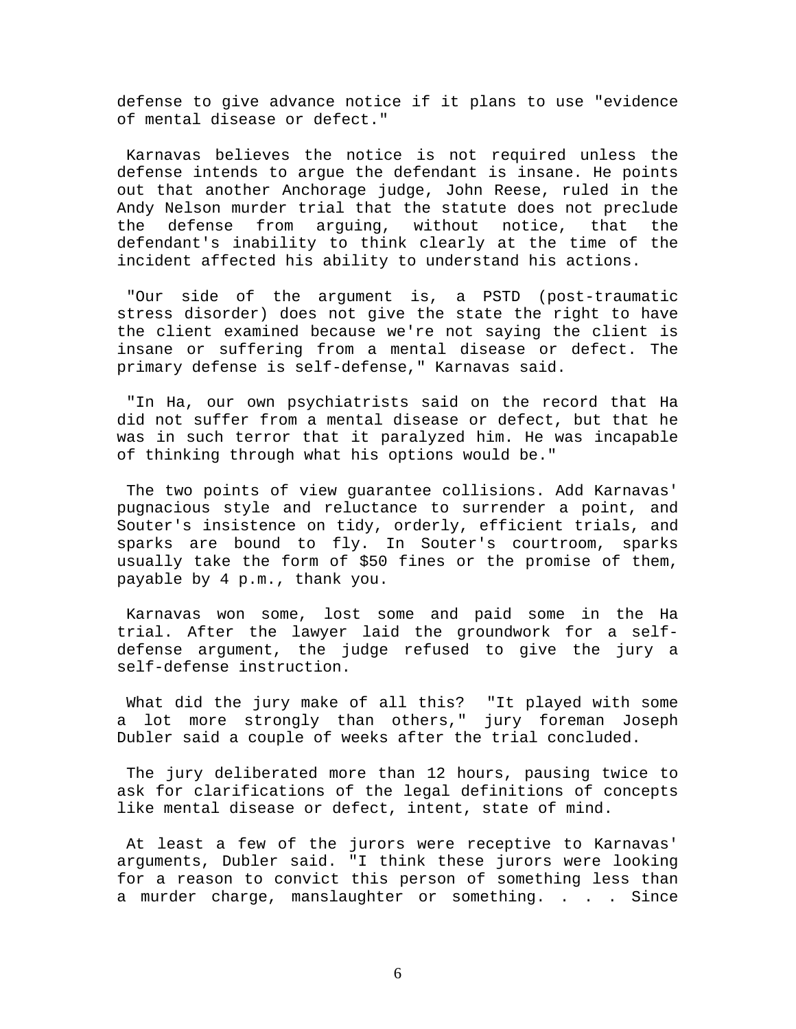defense to give advance notice if it plans to use "evidence of mental disease or defect."

Karnavas believes the notice is not required unless the defense intends to argue the defendant is insane. He points out that another Anchorage judge, John Reese, ruled in the Andy Nelson murder trial that the statute does not preclude the defense from arguing, without notice, that the defendant's inability to think clearly at the time of the incident affected his ability to understand his actions.

"Our side of the argument is, a PSTD (post-traumatic stress disorder) does not give the state the right to have the client examined because we're not saying the client is insane or suffering from a mental disease or defect. The primary defense is self-defense," Karnavas said.

"In Ha, our own psychiatrists said on the record that Ha did not suffer from a mental disease or defect, but that he was in such terror that it paralyzed him. He was incapable of thinking through what his options would be."

The two points of view guarantee collisions. Add Karnavas' pugnacious style and reluctance to surrender a point, and Souter's insistence on tidy, orderly, efficient trials, and sparks are bound to fly. In Souter's courtroom, sparks usually take the form of $50 fines or the promise of them, payable by 4 p.m., thank you.

Karnavas won some, lost some and paid some in the Ha trial. After the lawyer laid the groundwork for a self-defense argument, the judge refused to give the jury a self-defense instruction.

What did the jury make of all this? "It played with some a lot more strongly than others," jury foreman Joseph Dubler said a couple of weeks after the trial concluded.

The jury deliberated more than 12 hours, pausing twice to ask for clarifications of the legal definitions of concepts like mental disease or defect, intent, state of mind.

At least a few of the jurors were receptive to Karnavas' arguments, Dubler said. "I think these jurors were looking for a reason to convict this person of something less than a murder charge, manslaughter or something. . . . Since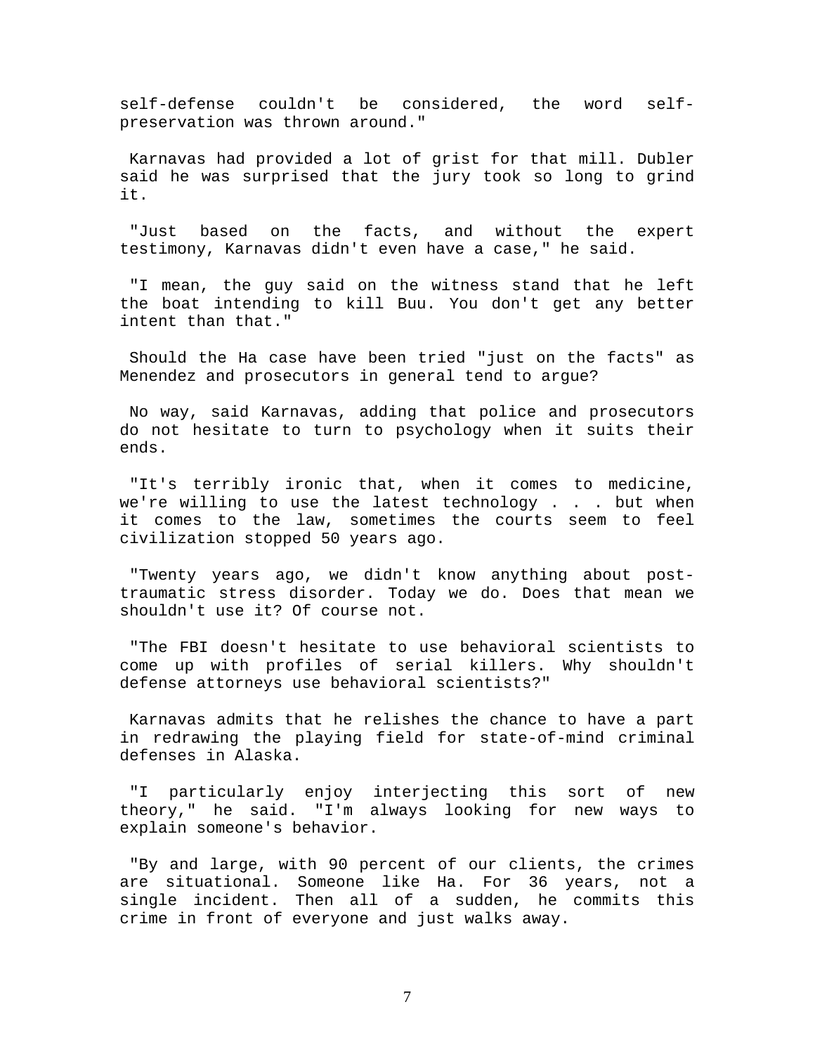self-defense couldn't be considered, the word self-preservation was thrown around."

Karnavas had provided a lot of grist for that mill. Dubler said he was surprised that the jury took so long to grind it.

"Just based on the facts, and without the expert testimony, Karnavas didn't even have a case," he said.

"I mean, the guy said on the witness stand that he left the boat intending to kill Buu. You don't get any better intent than that."

Should the Ha case have been tried "just on the facts" as Menendez and prosecutors in general tend to argue?

No way, said Karnavas, adding that police and prosecutors do not hesitate to turn to psychology when it suits their ends.

"It's terribly ironic that, when it comes to medicine, we're willing to use the latest technology . . . but when it comes to the law, sometimes the courts seem to feel civilization stopped 50 years ago.

"Twenty years ago, we didn't know anything about post-traumatic stress disorder. Today we do. Does that mean we shouldn't use it? Of course not.

"The FBI doesn't hesitate to use behavioral scientists to come up with profiles of serial killers. Why shouldn't defense attorneys use behavioral scientists?"

Karnavas admits that he relishes the chance to have a part in redrawing the playing field for state-of-mind criminal defenses in Alaska.

"I particularly enjoy interjecting this sort of new theory," he said. "I'm always looking for new ways to explain someone's behavior.

"By and large, with 90 percent of our clients, the crimes are situational. Someone like Ha. For 36 years, not a single incident. Then all of a sudden, he commits this crime in front of everyone and just walks away.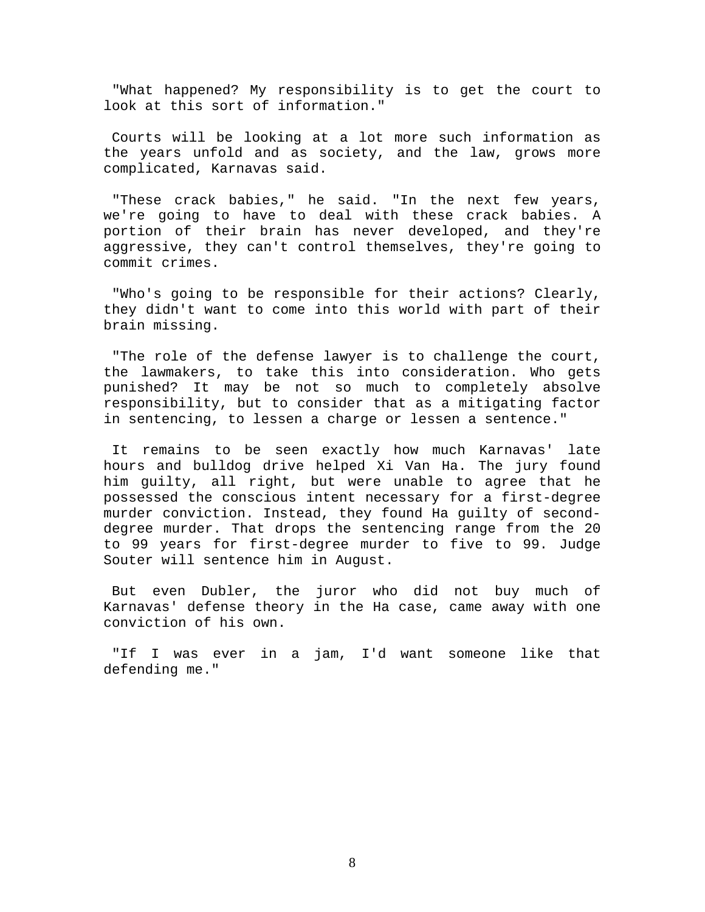"What happened? My responsibility is to get the court to look at this sort of information."

Courts will be looking at a lot more such information as the years unfold and as society, and the law, grows more complicated, Karnavas said.

"These crack babies," he said. "In the next few years, we're going to have to deal with these crack babies. A portion of their brain has never developed, and they're aggressive, they can't control themselves, they're going to commit crimes.

"Who's going to be responsible for their actions? Clearly, they didn't want to come into this world with part of their brain missing.

"The role of the defense lawyer is to challenge the court, the lawmakers, to take this into consideration. Who gets punished? It may be not so much to completely absolve responsibility, but to consider that as a mitigating factor in sentencing, to lessen a charge or lessen a sentence."

It remains to be seen exactly how much Karnavas' late hours and bulldog drive helped Xi Van Ha. The jury found him guilty, all right, but were unable to agree that he possessed the conscious intent necessary for a first-degree murder conviction. Instead, they found Ha guilty of second-degree murder. That drops the sentencing range from the 20 to 99 years for first-degree murder to five to 99. Judge Souter will sentence him in August.

But even Dubler, the juror who did not buy much of Karnavas' defense theory in the Ha case, came away with one conviction of his own.

"If I was ever in a jam, I'd want someone like that defending me."